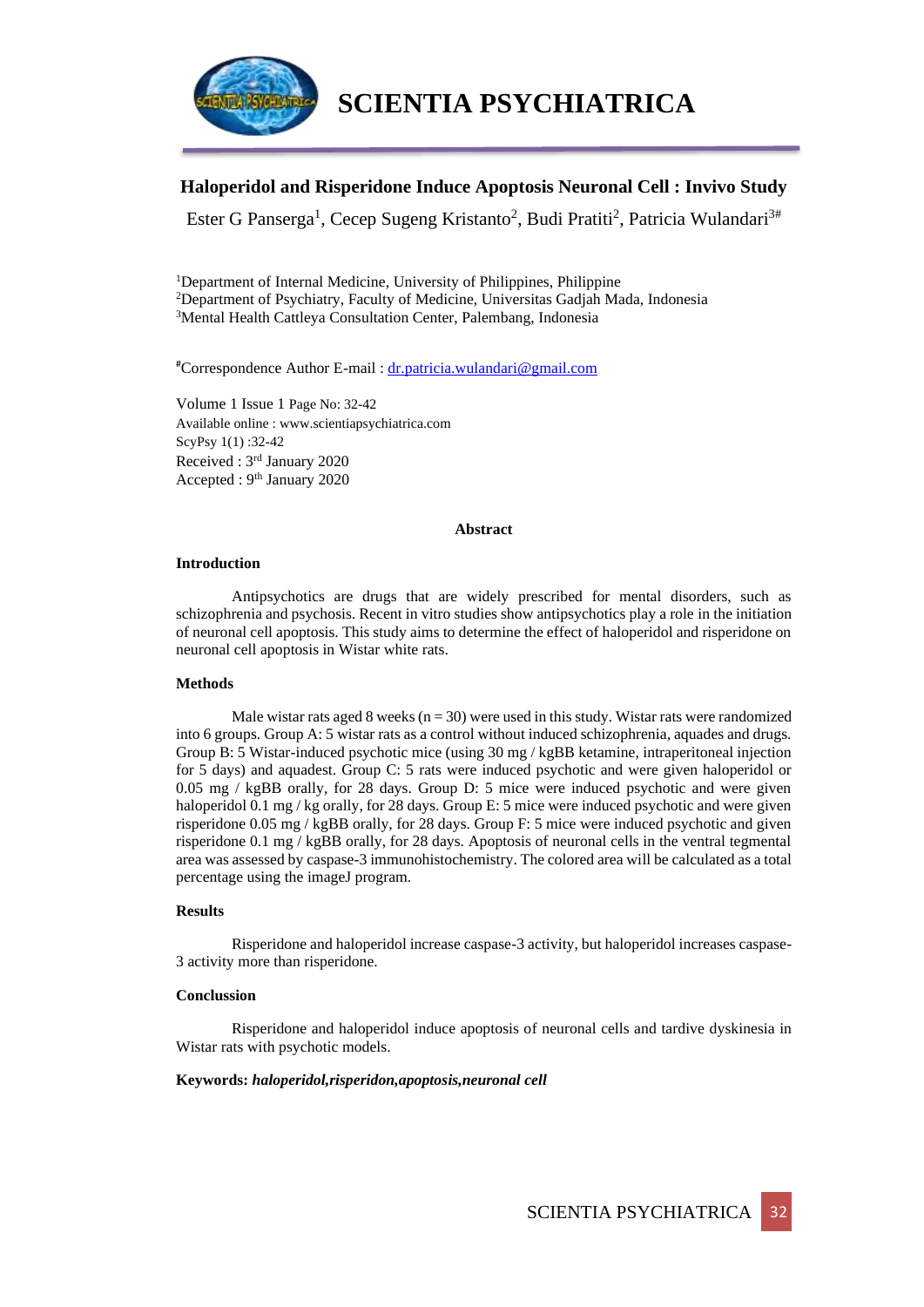# Haloperidol and Risperidone Induce Apoptosis Neuronal Cell : Invivo Study

Ester G Panserga[1], Cecep Sugeng Kristanto[2], Budi Pratiti[2], Patricia Wulandari[3#]

[1]Department of Internal Medicine, University of Philippines, Philippine
[2]Department of Psychiatry, Faculty of Medicine, Universitas Gadjah Mada, Indonesia
[3]Mental Health Cattleya Consultation Center, Palembang, Indonesia

[#]Correspondence Author E-mail : dr.patricia.wulandari@gmail.com

Volume 1 Issue 1 Page No: 32-42
Available online : www.scientiapsychiatrica.com
ScyPsy 1(1) :32-42
Received : 3rd January 2020
Accepted : 9th January 2020

## Abstract

### Introduction

Antipsychotics are drugs that are widely prescribed for mental disorders, such as schizophrenia and psychosis. Recent in vitro studies show antipsychotics play a role in the initiation of neuronal cell apoptosis. This study aims to determine the effect of haloperidol and risperidone on neuronal cell apoptosis in Wistar white rats.

### Methods

Male wistar rats aged 8 weeks (n = 30) were used in this study. Wistar rats were randomized into 6 groups. Group A: 5 wistar rats as a control without induced schizophrenia, aquades and drugs. Group B: 5 Wistar-induced psychotic mice (using 30 mg / kgBB ketamine, intraperitoneal injection for 5 days) and aquadest. Group C: 5 rats were induced psychotic and were given haloperidol or 0.05 mg / kgBB orally, for 28 days. Group D: 5 mice were induced psychotic and were given haloperidol 0.1 mg / kg orally, for 28 days. Group E: 5 mice were induced psychotic and were given risperidone 0.05 mg / kgBB orally, for 28 days. Group F: 5 mice were induced psychotic and given risperidone 0.1 mg / kgBB orally, for 28 days. Apoptosis of neuronal cells in the ventral tegmental area was assessed by caspase-3 immunohistochemistry. The colored area will be calculated as a total percentage using the imageJ program.

### Results

Risperidone and haloperidol increase caspase-3 activity, but haloperidol increases caspase-3 activity more than risperidone.

### Conclussion

Risperidone and haloperidol induce apoptosis of neuronal cells and tardive dyskinesia in Wistar rats with psychotic models.

**Keywords:** ***haloperidol,risperidon,apoptosis,neuronal cell***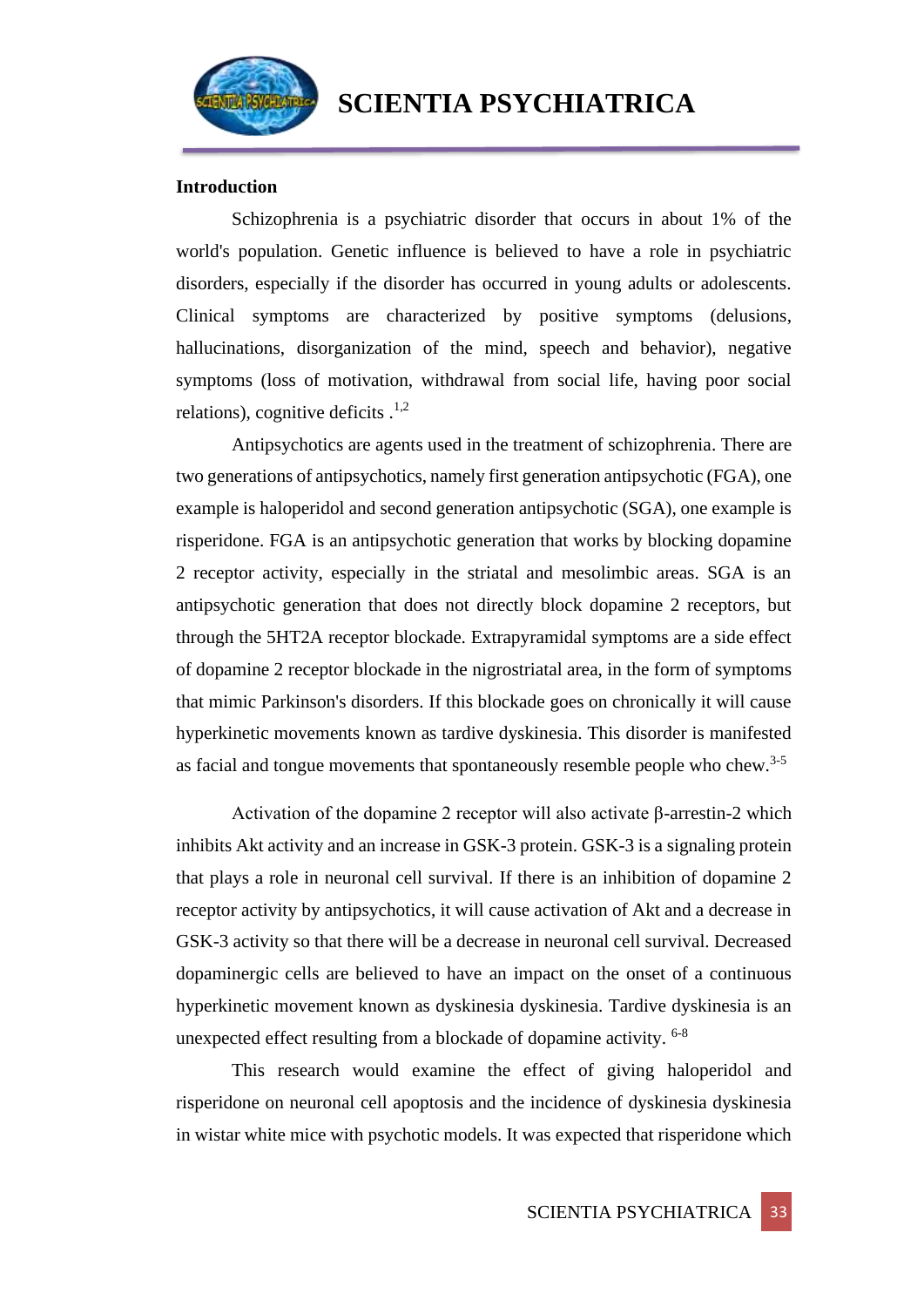## Introduction

Schizophrenia is a psychiatric disorder that occurs in about 1% of the world's population. Genetic influence is believed to have a role in psychiatric disorders, especially if the disorder has occurred in young adults or adolescents. Clinical symptoms are characterized by positive symptoms (delusions, hallucinations, disorganization of the mind, speech and behavior), negative symptoms (loss of motivation, withdrawal from social life, having poor social relations), cognitive deficits .[1,2]

Antipsychotics are agents used in the treatment of schizophrenia. There are two generations of antipsychotics, namely first generation antipsychotic (FGA), one example is haloperidol and second generation antipsychotic (SGA), one example is risperidone. FGA is an antipsychotic generation that works by blocking dopamine 2 receptor activity, especially in the striatal and mesolimbic areas. SGA is an antipsychotic generation that does not directly block dopamine 2 receptors, but through the 5HT2A receptor blockade. Extrapyramidal symptoms are a side effect of dopamine 2 receptor blockade in the nigrostriatal area, in the form of symptoms that mimic Parkinson's disorders. If this blockade goes on chronically it will cause hyperkinetic movements known as tardive dyskinesia. This disorder is manifested as facial and tongue movements that spontaneously resemble people who chew.[3-5]

Activation of the dopamine 2 receptor will also activate β-arrestin-2 which inhibits Akt activity and an increase in GSK-3 protein. GSK-3 is a signaling protein that plays a role in neuronal cell survival. If there is an inhibition of dopamine 2 receptor activity by antipsychotics, it will cause activation of Akt and a decrease in GSK-3 activity so that there will be a decrease in neuronal cell survival. Decreased dopaminergic cells are believed to have an impact on the onset of a continuous hyperkinetic movement known as dyskinesia dyskinesia. Tardive dyskinesia is an unexpected effect resulting from a blockade of dopamine activity. [6-8]

This research would examine the effect of giving haloperidol and risperidone on neuronal cell apoptosis and the incidence of dyskinesia dyskinesia in wistar white mice with psychotic models. It was expected that risperidone which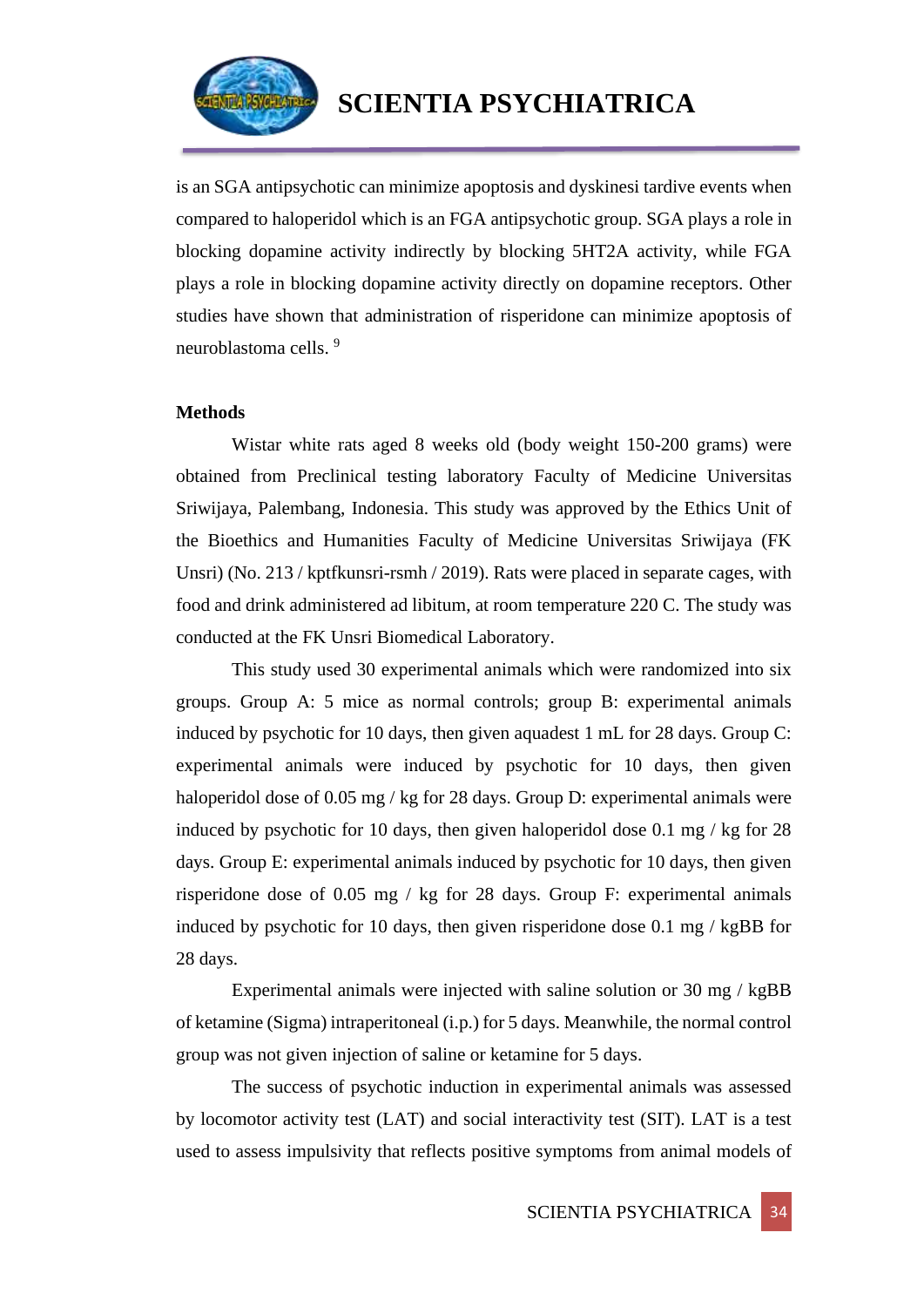is an SGA antipsychotic can minimize apoptosis and dyskinesi tardive events when compared to haloperidol which is an FGA antipsychotic group. SGA plays a role in blocking dopamine activity indirectly by blocking 5HT2A activity, while FGA plays a role in blocking dopamine activity directly on dopamine receptors. Other studies have shown that administration of risperidone can minimize apoptosis of neuroblastoma cells. [9]

**Methods**

Wistar white rats aged 8 weeks old (body weight 150-200 grams) were obtained from Preclinical testing laboratory Faculty of Medicine Universitas Sriwijaya, Palembang, Indonesia. This study was approved by the Ethics Unit of the Bioethics and Humanities Faculty of Medicine Universitas Sriwijaya (FK Unsri) (No. 213 / kptfkunsri-rsmh / 2019). Rats were placed in separate cages, with food and drink administered ad libitum, at room temperature 220 C. The study was conducted at the FK Unsri Biomedical Laboratory.

This study used 30 experimental animals which were randomized into six groups. Group A: 5 mice as normal controls; group B: experimental animals induced by psychotic for 10 days, then given aquadest 1 mL for 28 days. Group C: experimental animals were induced by psychotic for 10 days, then given haloperidol dose of 0.05 mg / kg for 28 days. Group D: experimental animals were induced by psychotic for 10 days, then given haloperidol dose 0.1 mg / kg for 28 days. Group E: experimental animals induced by psychotic for 10 days, then given risperidone dose of 0.05 mg / kg for 28 days. Group F: experimental animals induced by psychotic for 10 days, then given risperidone dose 0.1 mg / kgBB for 28 days.

Experimental animals were injected with saline solution or 30 mg / kgBB of ketamine (Sigma) intraperitoneal (i.p.) for 5 days. Meanwhile, the normal control group was not given injection of saline or ketamine for 5 days.

The success of psychotic induction in experimental animals was assessed by locomotor activity test (LAT) and social interactivity test (SIT). LAT is a test used to assess impulsivity that reflects positive symptoms from animal models of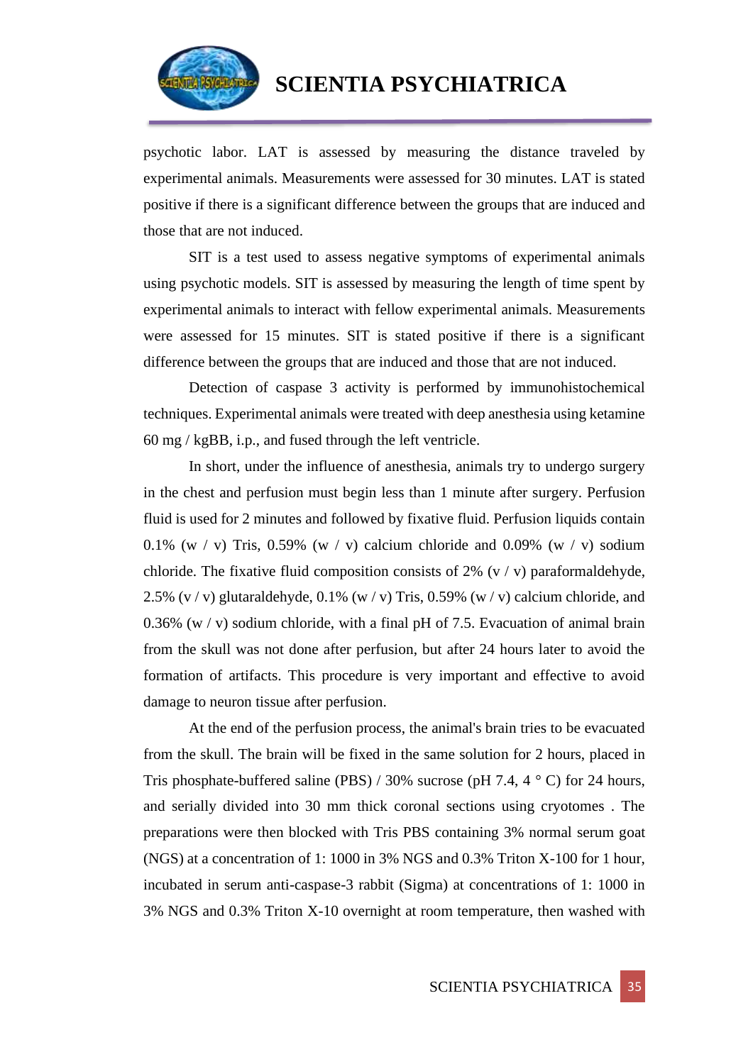psychotic labor. LAT is assessed by measuring the distance traveled by experimental animals. Measurements were assessed for 30 minutes. LAT is stated positive if there is a significant difference between the groups that are induced and those that are not induced.

SIT is a test used to assess negative symptoms of experimental animals using psychotic models. SIT is assessed by measuring the length of time spent by experimental animals to interact with fellow experimental animals. Measurements were assessed for 15 minutes. SIT is stated positive if there is a significant difference between the groups that are induced and those that are not induced.

Detection of caspase 3 activity is performed by immunohistochemical techniques. Experimental animals were treated with deep anesthesia using ketamine 60 mg / kgBB, i.p., and fused through the left ventricle.

In short, under the influence of anesthesia, animals try to undergo surgery in the chest and perfusion must begin less than 1 minute after surgery. Perfusion fluid is used for 2 minutes and followed by fixative fluid. Perfusion liquids contain 0.1% (w / v) Tris, 0.59% (w / v) calcium chloride and 0.09% (w / v) sodium chloride. The fixative fluid composition consists of 2% (v / v) paraformaldehyde, 2.5% (v / v) glutaraldehyde, 0.1% (w / v) Tris, 0.59% (w / v) calcium chloride, and 0.36% (w / v) sodium chloride, with a final pH of 7.5. Evacuation of animal brain from the skull was not done after perfusion, but after 24 hours later to avoid the formation of artifacts. This procedure is very important and effective to avoid damage to neuron tissue after perfusion.

At the end of the perfusion process, the animal's brain tries to be evacuated from the skull. The brain will be fixed in the same solution for 2 hours, placed in Tris phosphate-buffered saline (PBS) / 30% sucrose (pH 7.4, 4 ° C) for 24 hours, and serially divided into 30 mm thick coronal sections using cryotomes . The preparations were then blocked with Tris PBS containing 3% normal serum goat (NGS) at a concentration of 1: 1000 in 3% NGS and 0.3% Triton X-100 for 1 hour, incubated in serum anti-caspase-3 rabbit (Sigma) at concentrations of 1: 1000 in 3% NGS and 0.3% Triton X-10 overnight at room temperature, then washed with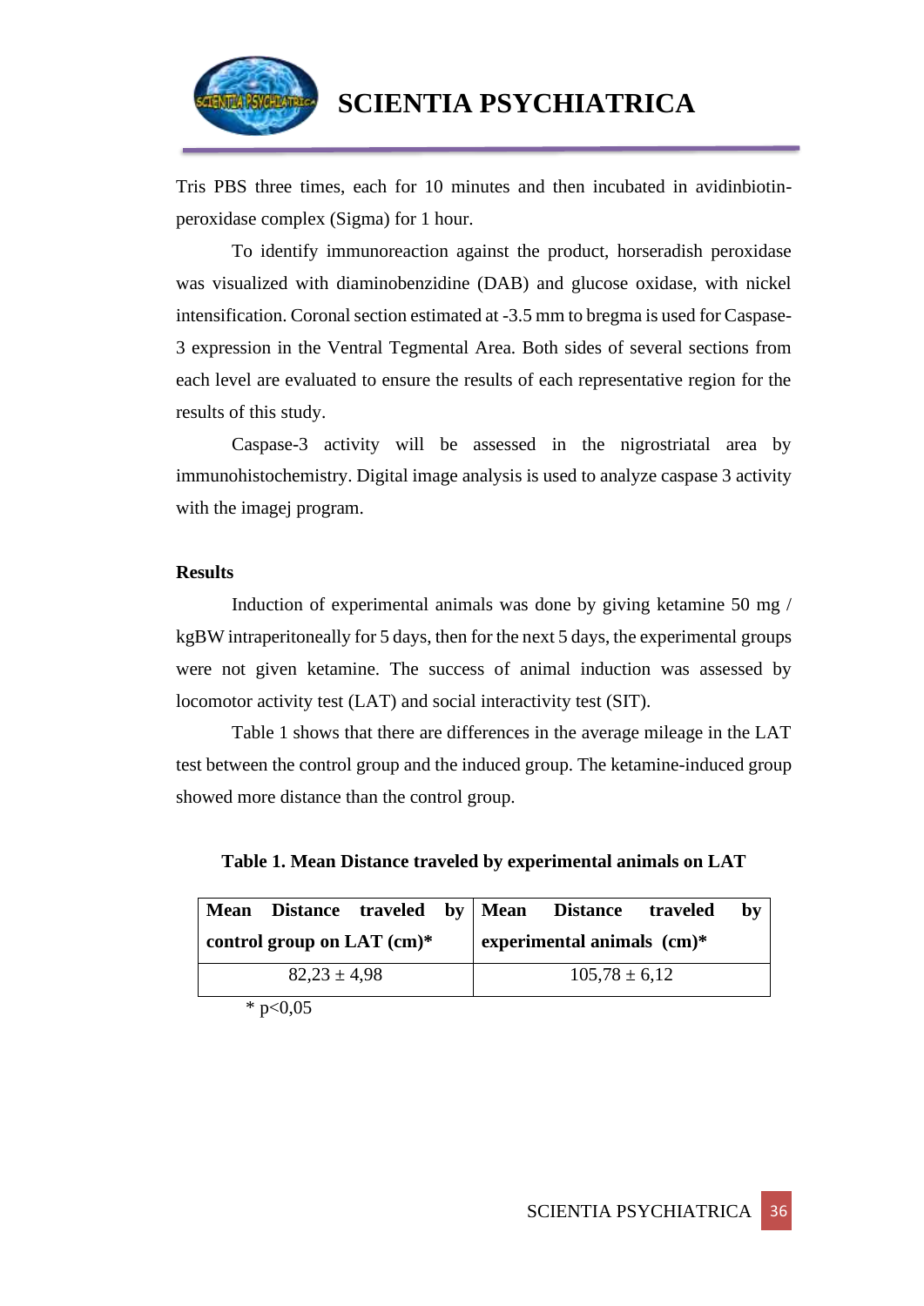Tris PBS three times, each for 10 minutes and then incubated in avidinbiotin-peroxidase complex (Sigma) for 1 hour.

To identify immunoreaction against the product, horseradish peroxidase was visualized with diaminobenzidine (DAB) and glucose oxidase, with nickel intensification. Coronal section estimated at -3.5 mm to bregma is used for Caspase-3 expression in the Ventral Tegmental Area. Both sides of several sections from each level are evaluated to ensure the results of each representative region for the results of this study.

Caspase-3 activity will be assessed in the nigrostriatal area by immunohistochemistry. Digital image analysis is used to analyze caspase 3 activity with the imagej program.

## Results

Induction of experimental animals was done by giving ketamine 50 mg / kgBW intraperitoneally for 5 days, then for the next 5 days, the experimental groups were not given ketamine. The success of animal induction was assessed by locomotor activity test (LAT) and social interactivity test (SIT).

Table 1 shows that there are differences in the average mileage in the LAT test between the control group and the induced group. The ketamine-induced group showed more distance than the control group.

**Table 1. Mean Distance traveled by experimental animals on LAT**

| Mean Distance traveled by control group on LAT (cm)* | Mean Distance traveled by experimental animals (cm)* |
|---|---|
| 82,23 ± 4,98 | 105,78 ± 6,12 |

* p<0,05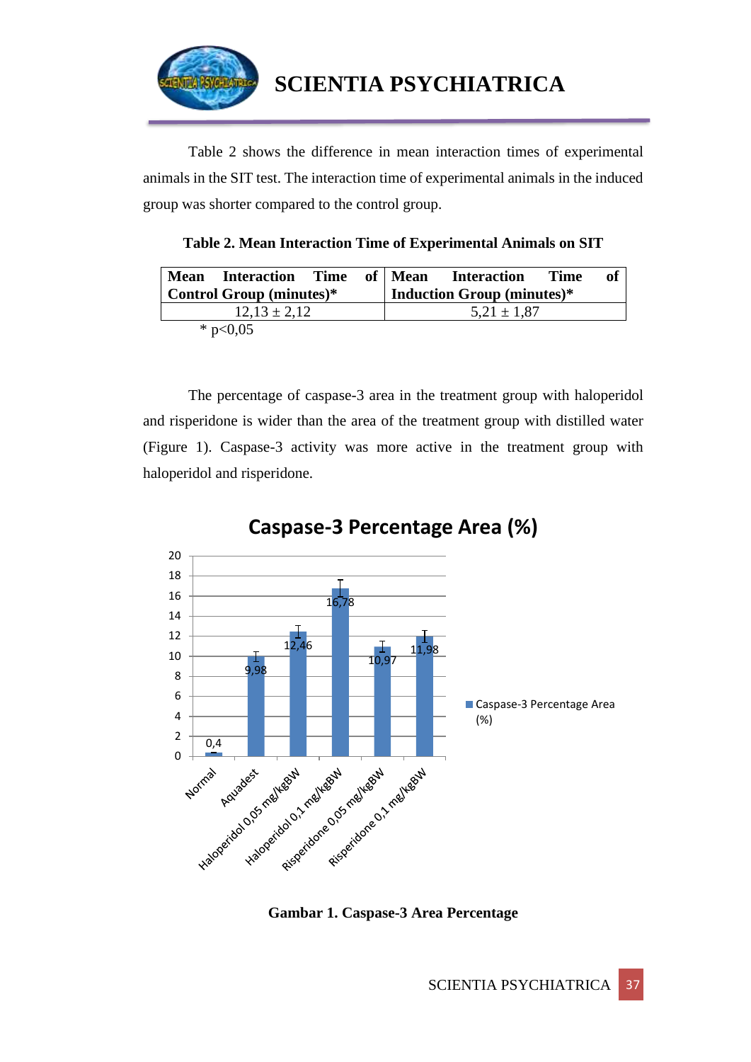Table 2 shows the difference in mean interaction times of experimental animals in the SIT test. The interaction time of experimental animals in the induced group was shorter compared to the control group.

**Table 2. Mean Interaction Time of Experimental Animals on SIT**

| Mean Interaction Time of Control Group (minutes)* | Mean Interaction Time of Induction Group (minutes)* |
|---|---|
| 12,13 ± 2,12 | 5,21 ± 1,87 |

\* p<0,05

The percentage of caspase-3 area in the treatment group with haloperidol and risperidone is wider than the area of the treatment group with distilled water (Figure 1). Caspase-3 activity was more active in the treatment group with haloperidol and risperidone.

**Caspase-3 Percentage Area (%)**

| Group | Caspase-3 Percentage Area (%) |
|---|---|
| Normal | 0,4 |
| Aquadest | 9,98 |
| Haloperidol 0,05 mg/kgBW | 12,46 |
| Haloperidol 0,1 mg/kgBW | 16,78 |
| Risperidone 0,05 mg/kgBW | 10,97 |
| Risperidone 0,1 mg/kgBW | 11,98 |

**Gambar 1. Caspase-3 Area Percentage**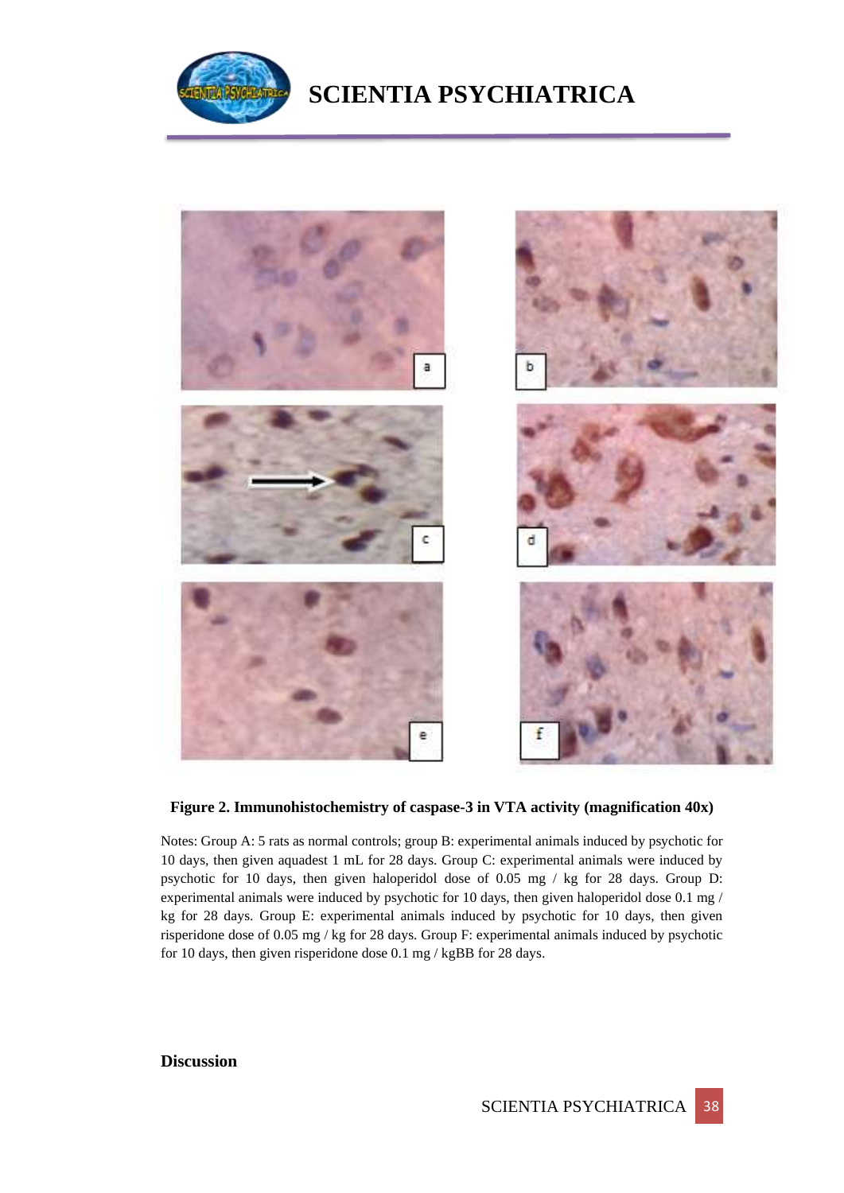**Figure 2. Immunohistochemistry of caspase-3 in VTA activity (magnification 40x)**

Notes: Group A: 5 rats as normal controls; group B: experimental animals induced by psychotic for 10 days, then given aquadest 1 mL for 28 days. Group C: experimental animals were induced by psychotic for 10 days, then given haloperidol dose of 0.05 mg / kg for 28 days. Group D: experimental animals were induced by psychotic for 10 days, then given haloperidol dose 0.1 mg / kg for 28 days. Group E: experimental animals induced by psychotic for 10 days, then given risperidone dose of 0.05 mg / kg for 28 days. Group F: experimental animals induced by psychotic for 10 days, then given risperidone dose 0.1 mg / kgBB for 28 days.

## Discussion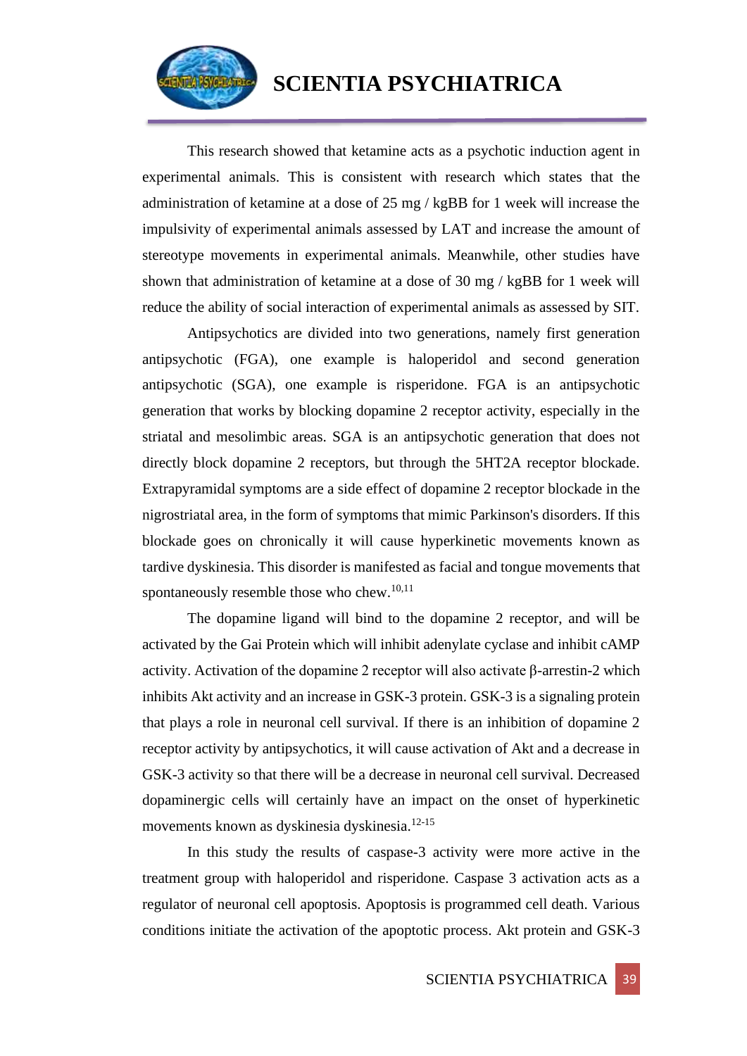This research showed that ketamine acts as a psychotic induction agent in experimental animals. This is consistent with research which states that the administration of ketamine at a dose of 25 mg / kgBB for 1 week will increase the impulsivity of experimental animals assessed by LAT and increase the amount of stereotype movements in experimental animals. Meanwhile, other studies have shown that administration of ketamine at a dose of 30 mg / kgBB for 1 week will reduce the ability of social interaction of experimental animals as assessed by SIT.

Antipsychotics are divided into two generations, namely first generation antipsychotic (FGA), one example is haloperidol and second generation antipsychotic (SGA), one example is risperidone. FGA is an antipsychotic generation that works by blocking dopamine 2 receptor activity, especially in the striatal and mesolimbic areas. SGA is an antipsychotic generation that does not directly block dopamine 2 receptors, but through the 5HT2A receptor blockade. Extrapyramidal symptoms are a side effect of dopamine 2 receptor blockade in the nigrostriatal area, in the form of symptoms that mimic Parkinson's disorders. If this blockade goes on chronically it will cause hyperkinetic movements known as tardive dyskinesia. This disorder is manifested as facial and tongue movements that spontaneously resemble those who chew.[10,11]

The dopamine ligand will bind to the dopamine 2 receptor, and will be activated by the Gai Protein which will inhibit adenylate cyclase and inhibit cAMP activity. Activation of the dopamine 2 receptor will also activate β-arrestin-2 which inhibits Akt activity and an increase in GSK-3 protein. GSK-3 is a signaling protein that plays a role in neuronal cell survival. If there is an inhibition of dopamine 2 receptor activity by antipsychotics, it will cause activation of Akt and a decrease in GSK-3 activity so that there will be a decrease in neuronal cell survival. Decreased dopaminergic cells will certainly have an impact on the onset of hyperkinetic movements known as dyskinesia dyskinesia.[12-15]

In this study the results of caspase-3 activity were more active in the treatment group with haloperidol and risperidone. Caspase 3 activation acts as a regulator of neuronal cell apoptosis. Apoptosis is programmed cell death. Various conditions initiate the activation of the apoptotic process. Akt protein and GSK-3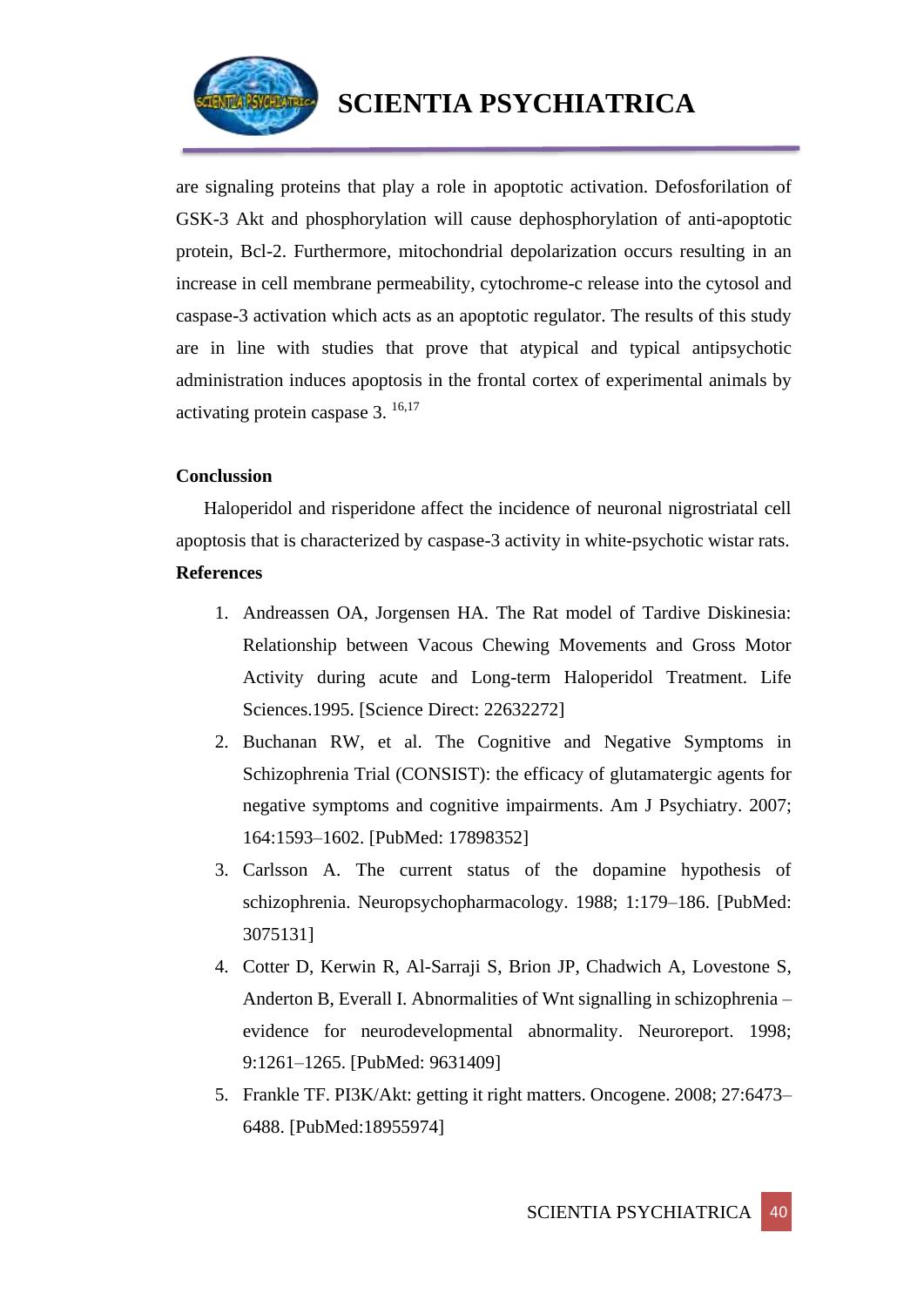are signaling proteins that play a role in apoptotic activation. Defosforilation of GSK-3 Akt and phosphorylation will cause dephosphorylation of anti-apoptotic protein, Bcl-2. Furthermore, mitochondrial depolarization occurs resulting in an increase in cell membrane permeability, cytochrome-c release into the cytosol and caspase-3 activation which acts as an apoptotic regulator. The results of this study are in line with studies that prove that atypical and typical antipsychotic administration induces apoptosis in the frontal cortex of experimental animals by activating protein caspase 3. [16,17]

**Conclussion**

Haloperidol and risperidone affect the incidence of neuronal nigrostriatal cell apoptosis that is characterized by caspase-3 activity in white-psychotic wistar rats.

**References**

1. Andreassen OA, Jorgensen HA. The Rat model of Tardive Diskinesia: Relationship between Vacous Chewing Movements and Gross Motor Activity during acute and Long-term Haloperidol Treatment. Life Sciences.1995. [Science Direct: 22632272]
2. Buchanan RW, et al. The Cognitive and Negative Symptoms in Schizophrenia Trial (CONSIST): the efficacy of glutamatergic agents for negative symptoms and cognitive impairments. Am J Psychiatry. 2007; 164:1593–1602. [PubMed: 17898352]
3. Carlsson A. The current status of the dopamine hypothesis of schizophrenia. Neuropsychopharmacology. 1988; 1:179–186. [PubMed: 3075131]
4. Cotter D, Kerwin R, Al-Sarraji S, Brion JP, Chadwich A, Lovestone S, Anderton B, Everall I. Abnormalities of Wnt signalling in schizophrenia – evidence for neurodevelopmental abnormality. Neuroreport. 1998; 9:1261–1265. [PubMed: 9631409]
5. Frankle TF. PI3K/Akt: getting it right matters. Oncogene. 2008; 27:6473–6488. [PubMed:18955974]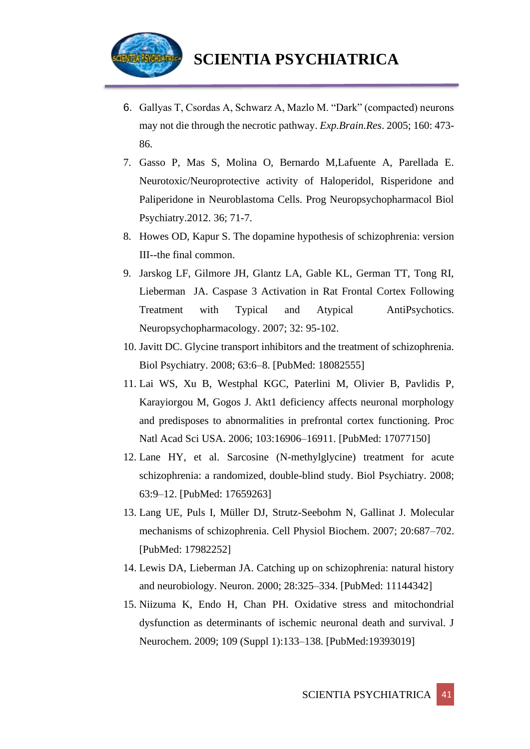6. Gallyas T, Csordas A, Schwarz A, Mazlo M. “Dark” (compacted) neurons may not die through the necrotic pathway. *Exp.Brain.Res*. 2005; 160: 473-86.
7. Gasso P, Mas S, Molina O, Bernardo M,Lafuente A, Parellada E. Neurotoxic/Neuroprotective activity of Haloperidol, Risperidone and Paliperidone in Neuroblastoma Cells. Prog Neuropsychopharmacol Biol Psychiatry.2012. 36; 71-7.
8. Howes OD, Kapur S. The dopamine hypothesis of schizophrenia: version III--the final common.
9. Jarskog LF, Gilmore JH, Glantz LA, Gable KL, German TT, Tong RI, Lieberman JA. Caspase 3 Activation in Rat Frontal Cortex Following Treatment with Typical and Atypical AntiPsychotics. Neuropsychopharmacology. 2007; 32: 95-102.
10. Javitt DC. Glycine transport inhibitors and the treatment of schizophrenia. Biol Psychiatry. 2008; 63:6–8. [PubMed: 18082555]
11. Lai WS, Xu B, Westphal KGC, Paterlini M, Olivier B, Pavlidis P, Karayiorgou M, Gogos J. Akt1 deficiency affects neuronal morphology and predisposes to abnormalities in prefrontal cortex functioning. Proc Natl Acad Sci USA. 2006; 103:16906–16911. [PubMed: 17077150]
12. Lane HY, et al. Sarcosine (N-methylglycine) treatment for acute schizophrenia: a randomized, double-blind study. Biol Psychiatry. 2008; 63:9–12. [PubMed: 17659263]
13. Lang UE, Puls I, Müller DJ, Strutz-Seebohm N, Gallinat J. Molecular mechanisms of schizophrenia. Cell Physiol Biochem. 2007; 20:687–702. [PubMed: 17982252]
14. Lewis DA, Lieberman JA. Catching up on schizophrenia: natural history and neurobiology. Neuron. 2000; 28:325–334. [PubMed: 11144342]
15. Niizuma K, Endo H, Chan PH. Oxidative stress and mitochondrial dysfunction as determinants of ischemic neuronal death and survival. J Neurochem. 2009; 109 (Suppl 1):133–138. [PubMed:19393019]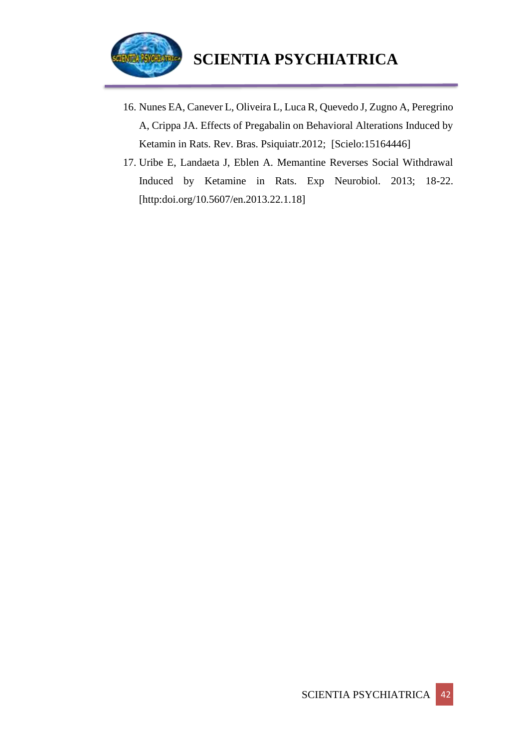16. Nunes EA, Canever L, Oliveira L, Luca R, Quevedo J, Zugno A, Peregrino A, Crippa JA. Effects of Pregabalin on Behavioral Alterations Induced by Ketamin in Rats. Rev. Bras. Psiquiatr.2012; [Scielo:15164446]
17. Uribe E, Landaeta J, Eblen A. Memantine Reverses Social Withdrawal Induced by Ketamine in Rats. Exp Neurobiol. 2013; 18-22. [http:doi.org/10.5607/en.2013.22.1.18]